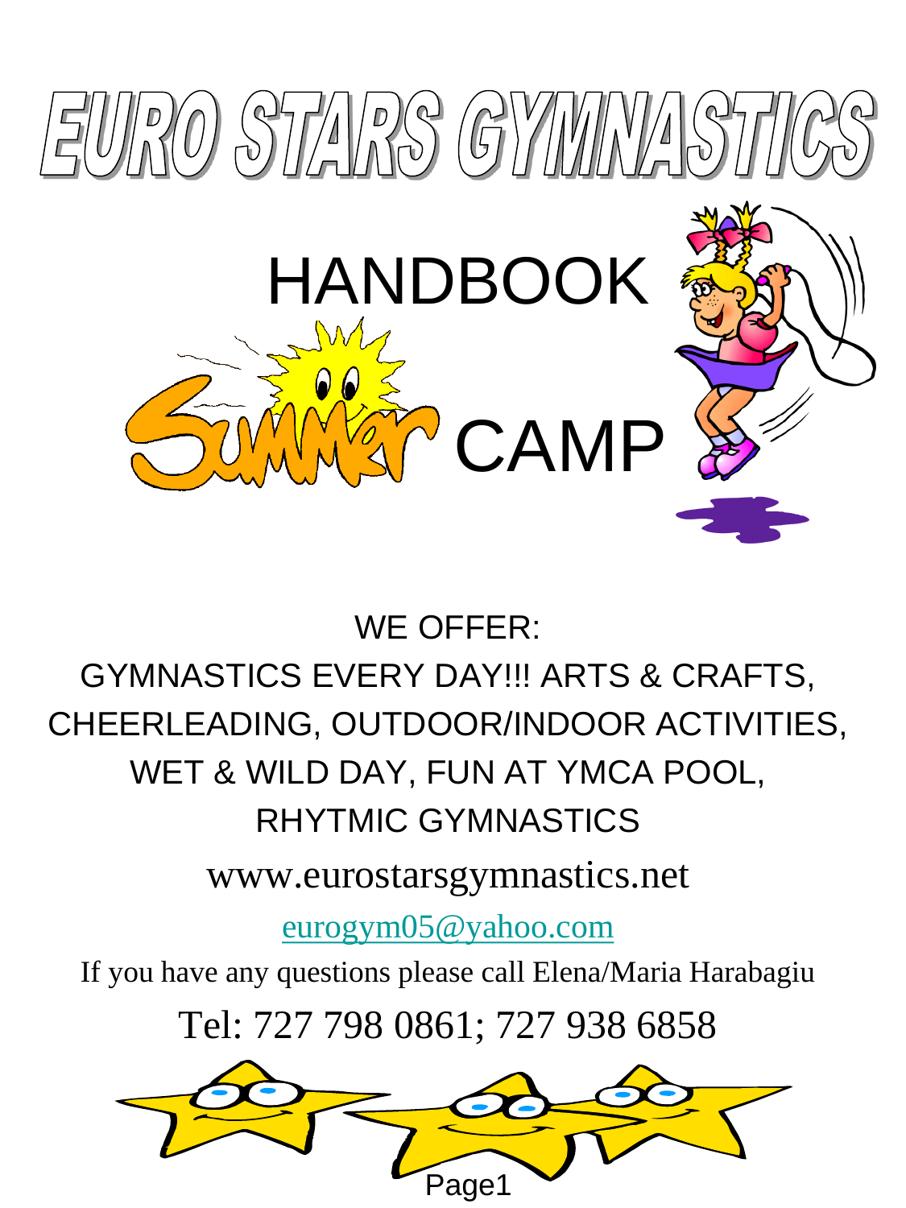# EURO STARS GYMNASTICS

## HANDBOOK

## Summer CAMP

WE OFFER:

GYMNASTICS EVERY DAY!!! ARTS & CRAFTS, CHEERLEADING, OUTDOOR/INDOOR ACTIVITIES, WET & WILD DAY, FUN AT YMCA POOL, RHYTMIC GYMNASTICS

www.eurostarsgymnastics.net

eurogym05@yahoo.com

If you have any questions please call Elena/Maria Harabagiu

Tel: 727 798 0861; 727 938 6858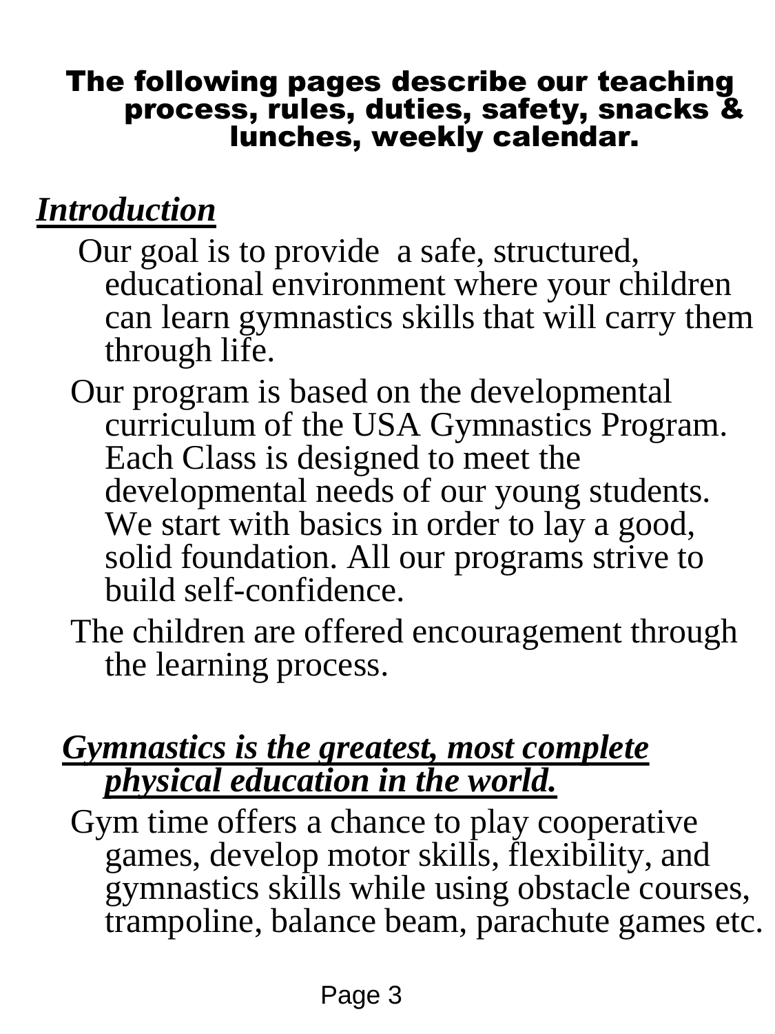**The following pages describe our teaching process, rules, duties, safety, snacks & lunches, weekly calendar.**

## ***Introduction***

Our goal is to provide a safe, structured, educational environment where your children can learn gymnastics skills that will carry them through life.

Our program is based on the developmental curriculum of the USA Gymnastics Program. Each Class is designed to meet the developmental needs of our young students. We start with basics in order to lay a good, solid foundation. All our programs strive to build self-confidence.

The children are offered encouragement through the learning process.

## ***Gymnastics is the greatest, most complete physical education in the world.***

Gym time offers a chance to play cooperative games, develop motor skills, flexibility, and gymnastics skills while using obstacle courses, trampoline, balance beam, parachute games etc.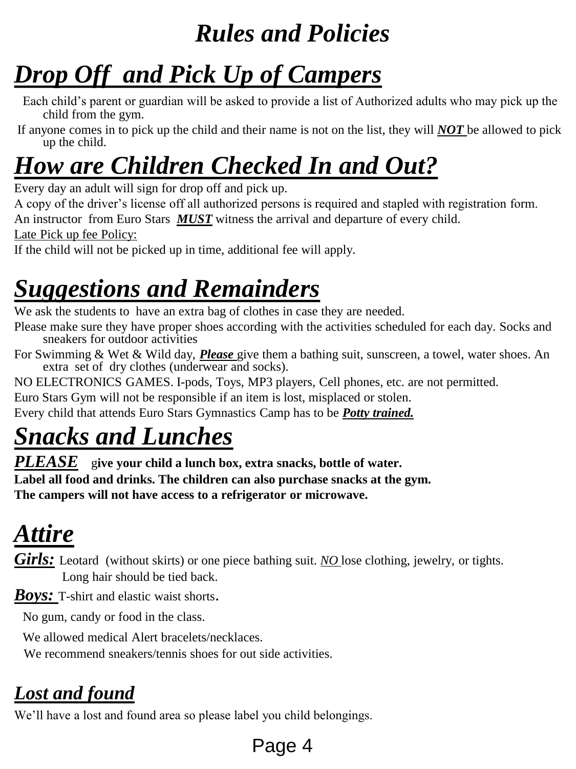# *Rules and Policies*

## ***Drop Off and Pick Up of Campers***

Each child's parent or guardian will be asked to provide a list of Authorized adults who may pick up the child from the gym.

If anyone comes in to pick up the child and their name is not on the list, they will ***NOT*** be allowed to pick up the child.

## ***How are Children Checked In and Out?***

Every day an adult will sign for drop off and pick up.

A copy of the driver's license off all authorized persons is required and stapled with registration form.

An instructor from Euro Stars ***MUST*** witness the arrival and departure of every child.

Late Pick up fee Policy:

If the child will not be picked up in time, additional fee will apply.

## ***Suggestions and Remainders***

We ask the students to have an extra bag of clothes in case they are needed.

Please make sure they have proper shoes according with the activities scheduled for each day. Socks and sneakers for outdoor activities

For Swimming & Wet & Wild day, ***Please*** give them a bathing suit, sunscreen, a towel, water shoes. An extra set of dry clothes (underwear and socks).

NO ELECTRONICS GAMES. I-pods, Toys, MP3 players, Cell phones, etc. are not permitted.

Euro Stars Gym will not be responsible if an item is lost, misplaced or stolen.

Every child that attends Euro Stars Gymnastics Camp has to be ***Potty trained.***

## ***Snacks and Lunches***

***PLEASE*** **give your child a lunch box, extra snacks, bottle of water.**
**Label all food and drinks. The children can also purchase snacks at the gym.**
**The campers will not have access to a refrigerator or microwave.**

## ***Attire***

***Girls:*** Leotard (without skirts) or one piece bathing suit. *NO* lose clothing, jewelry, or tights. Long hair should be tied back.

***Boys:*** T-shirt and elastic waist shorts.

No gum, candy or food in the class.

We allowed medical Alert bracelets/necklaces.

We recommend sneakers/tennis shoes for out side activities.

### ***Lost and found***

We'll have a lost and found area so please label you child belongings.